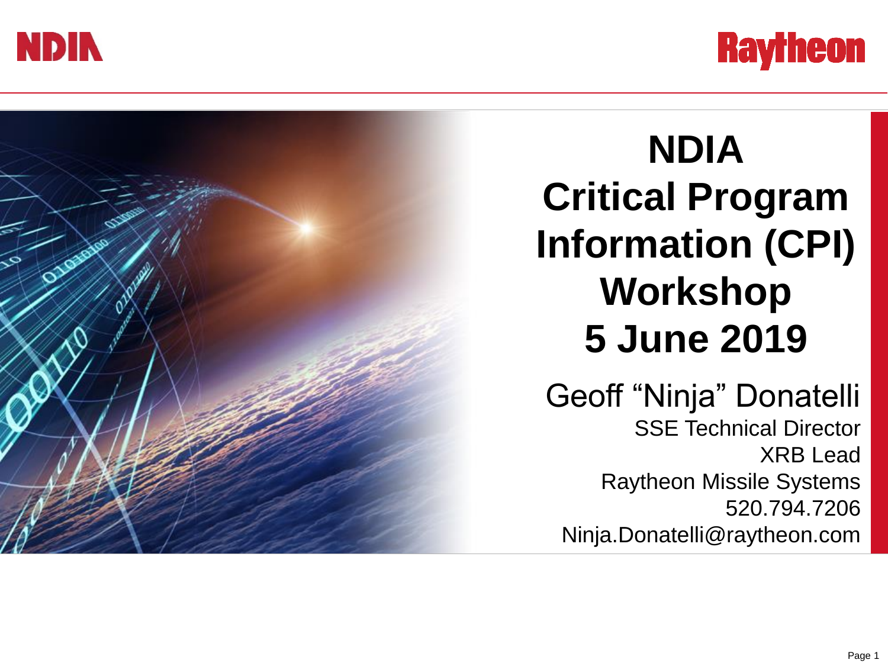NDIA

Raytheon

# NDIA Critical Program Information (CPI) Workshop 5 June 2019

Geoff "Ninja" Donatelli

SSE Technical Director

XRB Lead

Raytheon Missile Systems

520.794.7206

Ninja.Donatelli@raytheon.com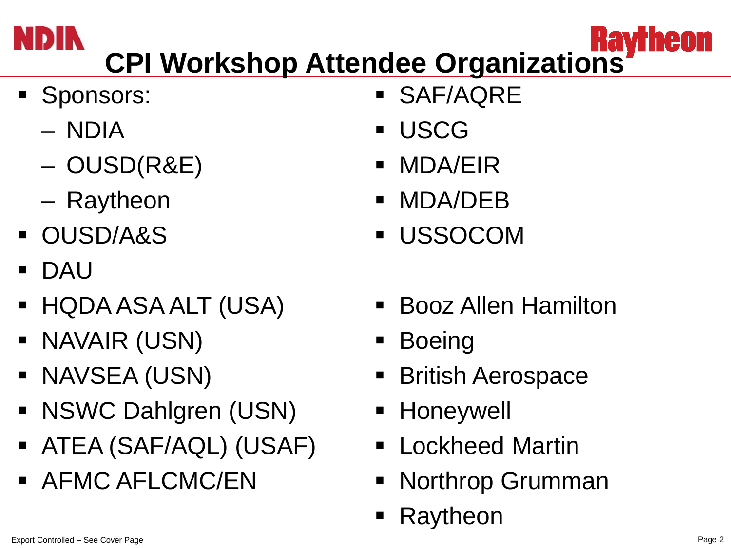# CPI Workshop Attendee Organizations

- Sponsors:
  - NDIA
  - OUSD(R&E)
  - Raytheon
- OUSD/A&S
- DAU
- HQDA ASA ALT (USA)
- NAVAIR (USN)
- NAVSEA (USN)
- NSWC Dahlgren (USN)
- ATEA (SAF/AQL) (USAF)
- AFMC AFLCMC/EN
- SAF/AQRE
- USCG
- MDA/EIR
- MDA/DEB
- USSOCOM

- Booz Allen Hamilton
- Boeing
- British Aerospace
- Honeywell
- Lockheed Martin
- Northrop Grumman
- Raytheon

Export Controlled – See Cover Page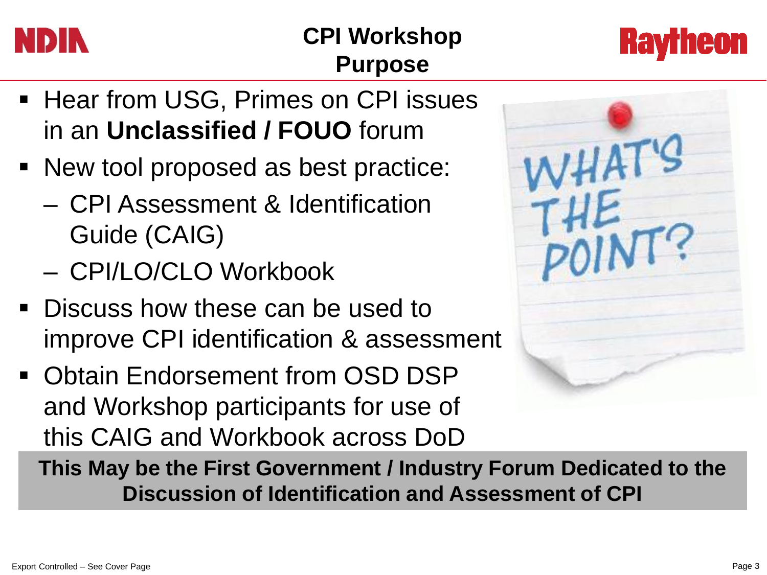# CPI Workshop Purpose

- Hear from USG, Primes on CPI issues in an **Unclassified / FOUO** forum
- New tool proposed as best practice:
  - CPI Assessment & Identification Guide (CAIG)
  - CPI/LO/CLO Workbook
- Discuss how these can be used to improve CPI identification & assessment
- Obtain Endorsement from OSD DSP and Workshop participants for use of this CAIG and Workbook across DoD

**This May be the First Government / Industry Forum Dedicated to the Discussion of Identification and Assessment of CPI**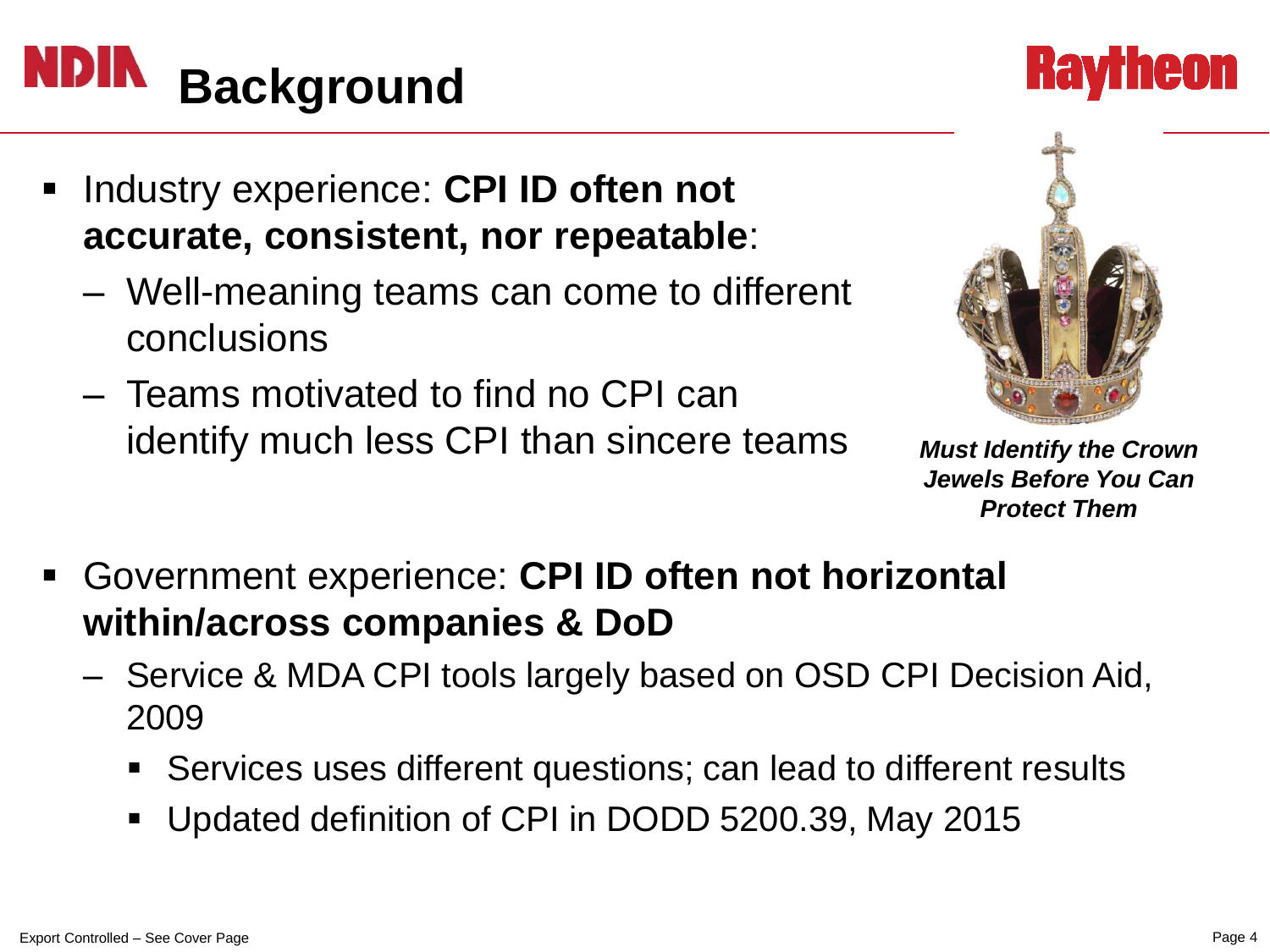# Background

- Industry experience: **CPI ID often not accurate, consistent, nor repeatable**:
  - Well-meaning teams can come to different conclusions
  - Teams motivated to find no CPI can identify much less CPI than sincere teams

***Must Identify the Crown Jewels Before You Can Protect Them***

- Government experience: **CPI ID often not horizontal within/across companies & DoD**
  - Service & MDA CPI tools largely based on OSD CPI Decision Aid, 2009
    - Services uses different questions; can lead to different results
    - Updated definition of CPI in DODD 5200.39, May 2015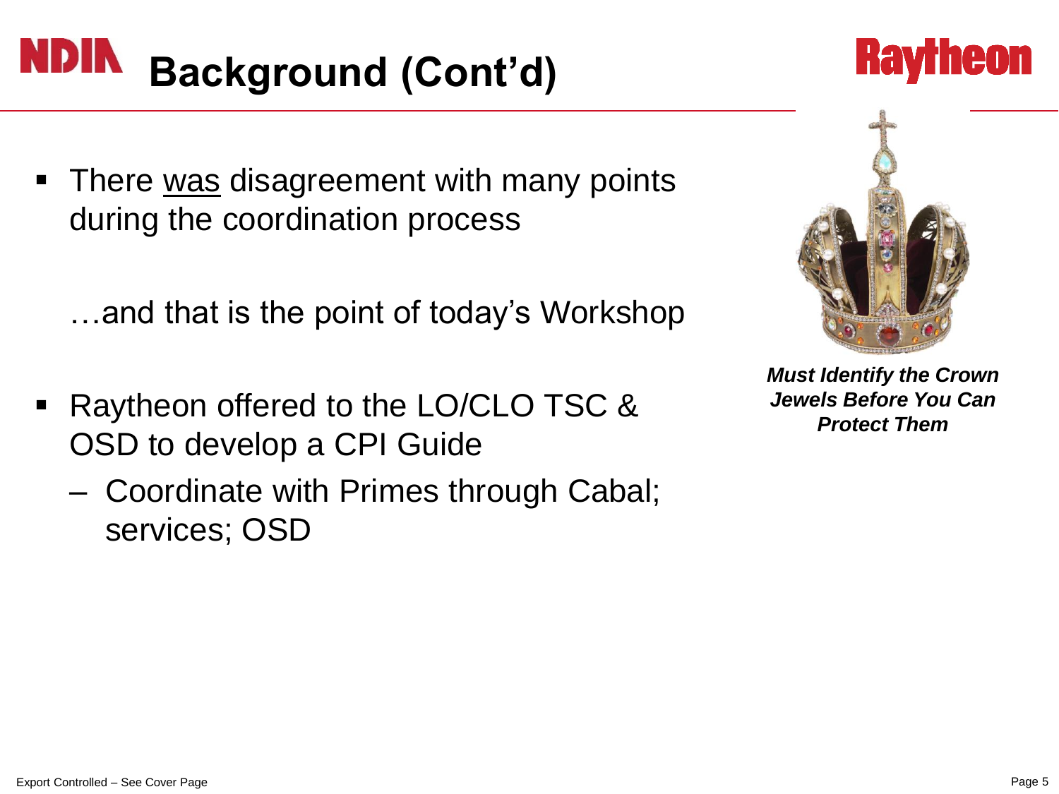# Background (Cont'd)

- There was disagreement with many points during the coordination process

  …and that is the point of today's Workshop

- Raytheon offered to the LO/CLO TSC & OSD to develop a CPI Guide
  - Coordinate with Primes through Cabal; services; OSD

***Must Identify the Crown Jewels Before You Can Protect Them***

Export Controlled – See Cover Page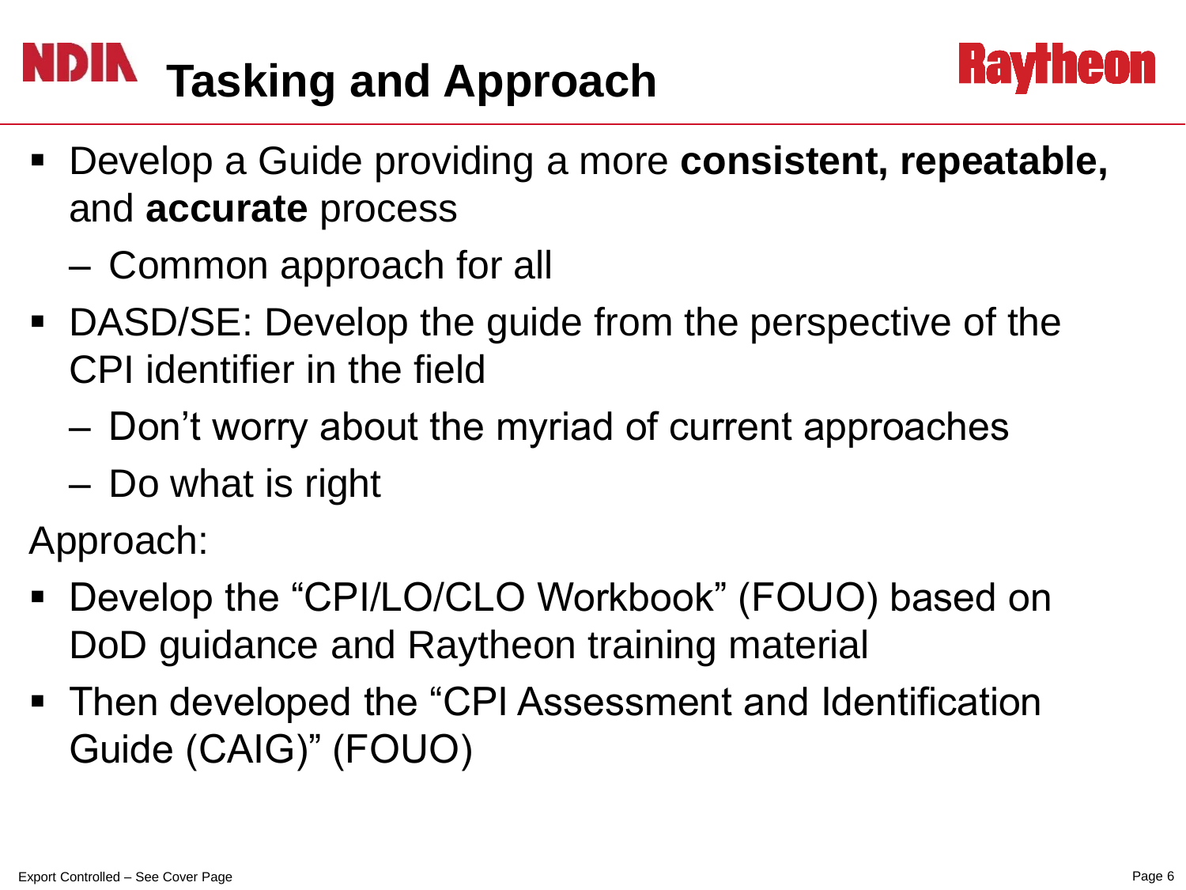# Tasking and Approach

- Develop a Guide providing a more **consistent, repeatable,** and **accurate** process
  - Common approach for all
- DASD/SE: Develop the guide from the perspective of the CPI identifier in the field
  - Don't worry about the myriad of current approaches
  - Do what is right

Approach:

- Develop the "CPI/LO/CLO Workbook" (FOUO) based on DoD guidance and Raytheon training material
- Then developed the "CPI Assessment and Identification Guide (CAIG)" (FOUO)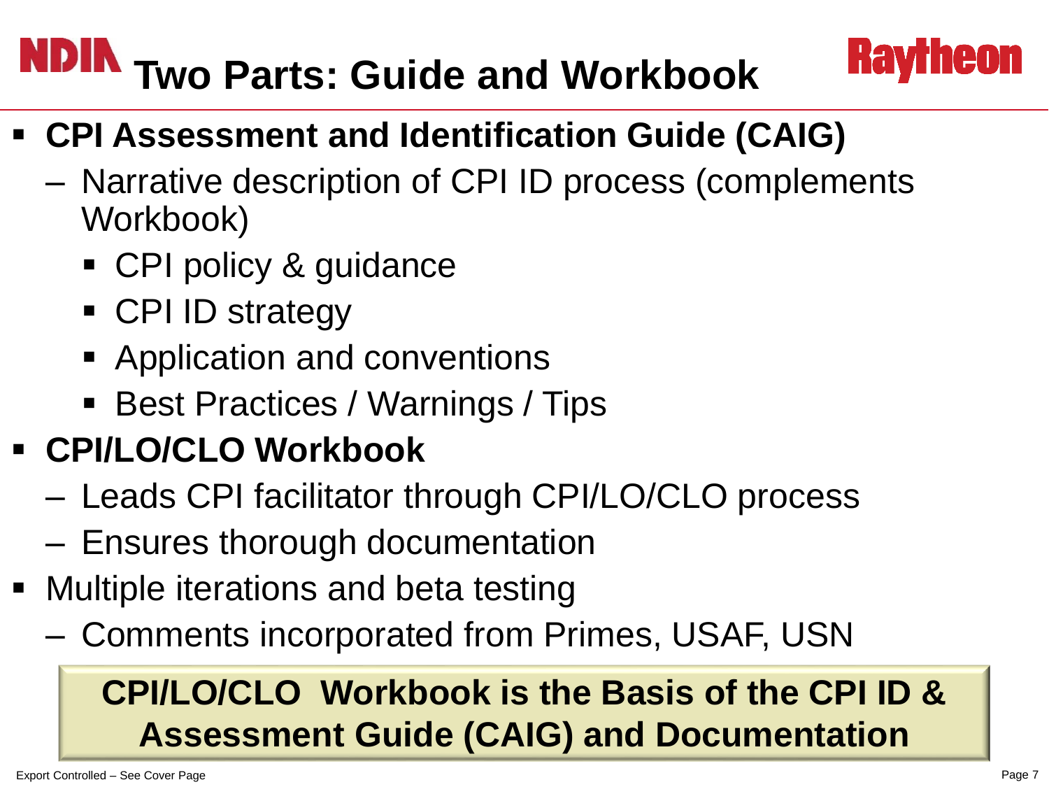# Two Parts: Guide and Workbook

- **CPI Assessment and Identification Guide (CAIG)**
  - Narrative description of CPI ID process (complements Workbook)
    - CPI policy & guidance
    - CPI ID strategy
    - Application and conventions
    - Best Practices / Warnings / Tips
- **CPI/LO/CLO Workbook**
  - Leads CPI facilitator through CPI/LO/CLO process
  - Ensures thorough documentation
- Multiple iterations and beta testing
  - Comments incorporated from Primes, USAF, USN

**CPI/LO/CLO Workbook is the Basis of the CPI ID & Assessment Guide (CAIG) and Documentation**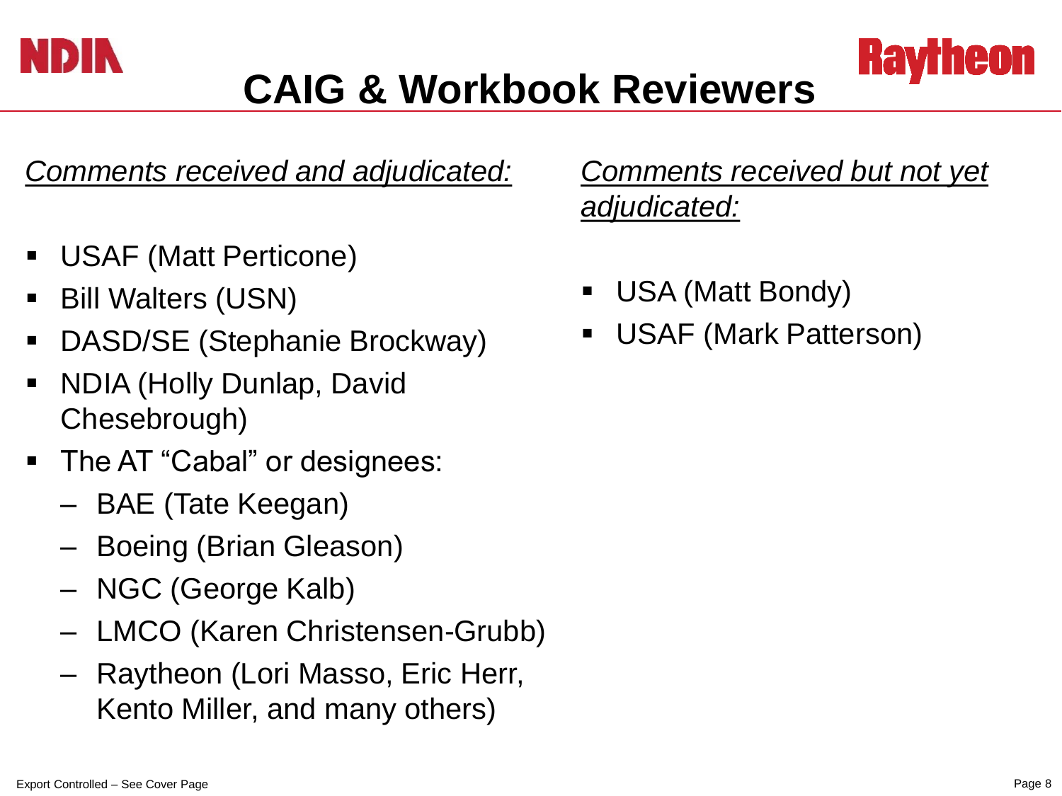# CAIG & Workbook Reviewers

*<u>Comments received and adjudicated:</u>*

- USAF (Matt Perticone)
- Bill Walters (USN)
- DASD/SE (Stephanie Brockway)
- NDIA (Holly Dunlap, David Chesebrough)
- The AT "Cabal" or designees:
  - BAE (Tate Keegan)
  - Boeing (Brian Gleason)
  - NGC (George Kalb)
  - LMCO (Karen Christensen-Grubb)
  - Raytheon (Lori Masso, Eric Herr, Kento Miller, and many others)

*<u>Comments received but not yet adjudicated:</u>*

- USA (Matt Bondy)
- USAF (Mark Patterson)

Export Controlled – See Cover Page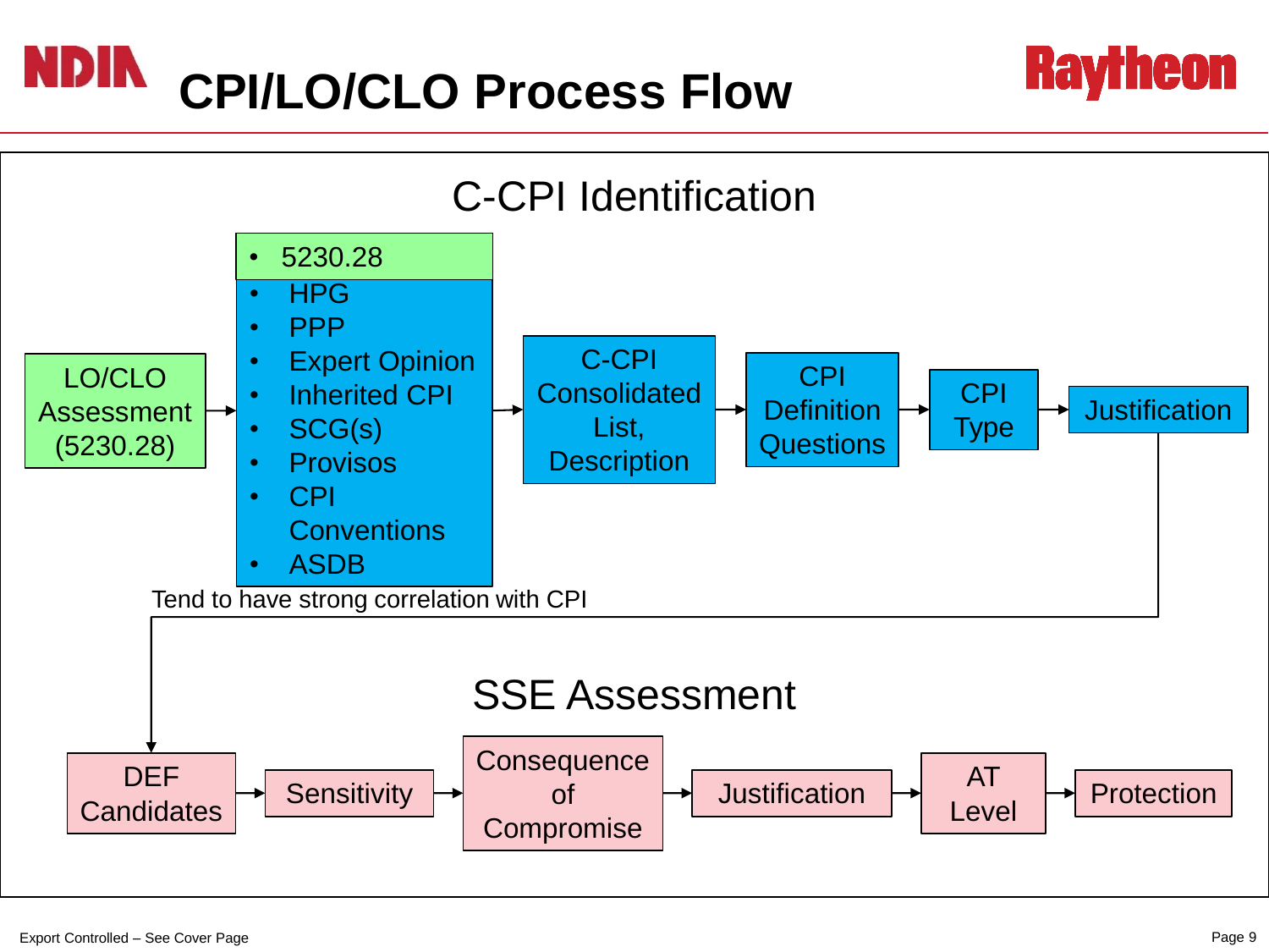# CPI/LO/CLO Process Flow

## C-CPI Identification

LO/CLO Assessment (5230.28) → 

- 5230.28
- HPG
- PPP
- Expert Opinion
- Inherited CPI
- SCG(s)
- Provisos
- CPI Conventions
- ASDB

→ C-CPI Consolidated List, Description → CPI Definition Questions → CPI Type → Justification

Tend to have strong correlation with CPI

## SSE Assessment

DEF Candidates → Sensitivity → Consequence of Compromise → Justification → AT Level → Protection

Export Controlled – See Cover Page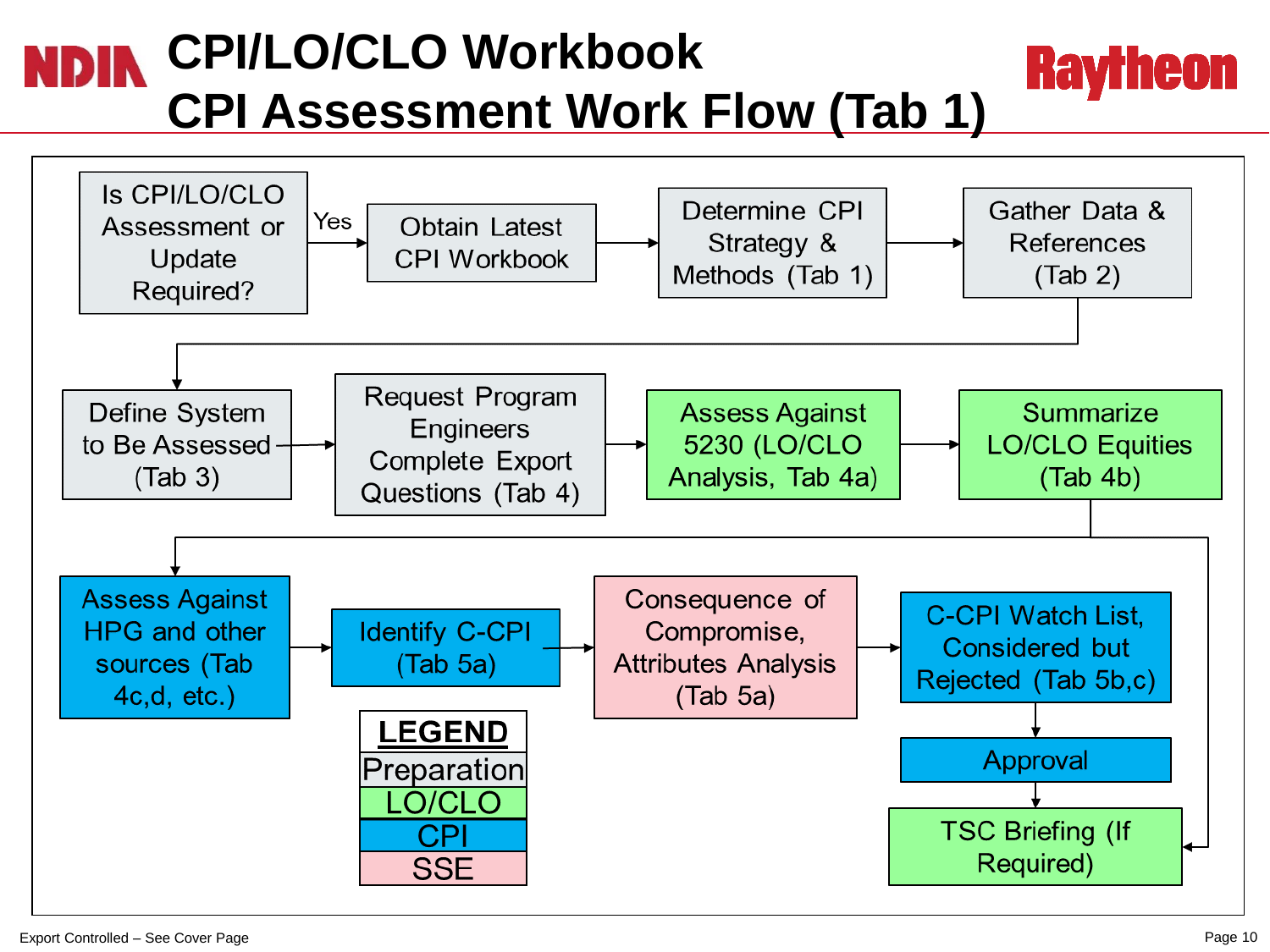# CPI/LO/CLO Workbook
# CPI Assessment Work Flow (Tab 1)

NDIA — Raytheon

- Is CPI/LO/CLO Assessment or Update Required?
- Yes → Obtain Latest CPI Workbook
- Determine CPI Strategy & Methods (Tab 1)
- Gather Data & References (Tab 2)
- Define System to Be Assessed (Tab 3)
- Request Program Engineers Complete Export Questions (Tab 4)
- Assess Against 5230 (LO/CLO Analysis, Tab 4a)
- Summarize LO/CLO Equities (Tab 4b)
- Assess Against HPG and other sources (Tab 4c,d, etc.)
- Identify C-CPI (Tab 5a)
- Consequence of Compromise, Attributes Analysis (Tab 5a)
- C-CPI Watch List, Considered but Rejected (Tab 5b,c)
- Approval
- TSC Briefing (If Required)

| LEGEND |
| --- |
| Preparation |
| LO/CLO |
| CPI |
| SSE |

Export Controlled – See Cover Page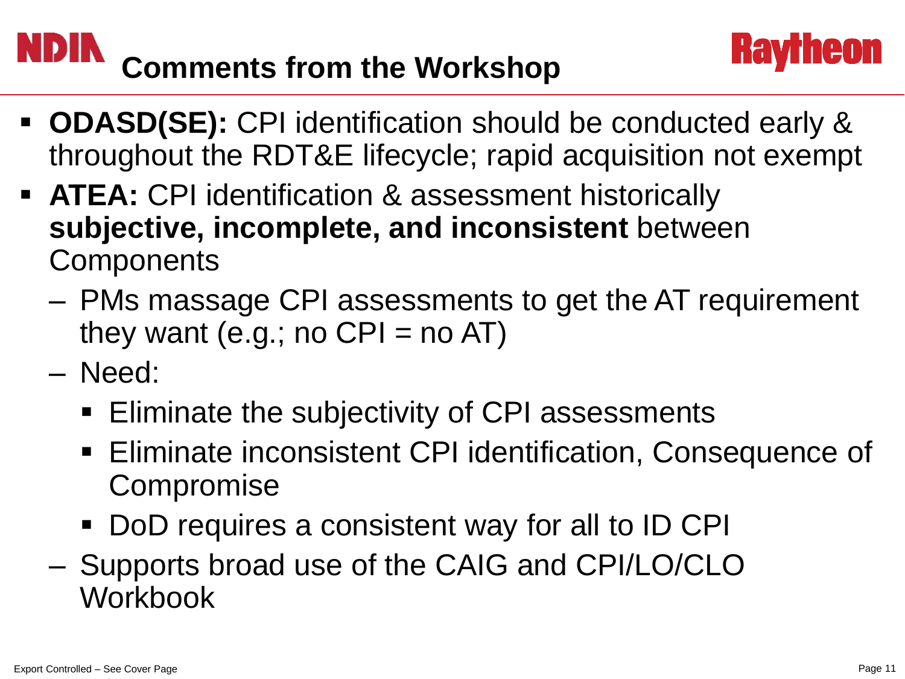# Comments from the Workshop

- **ODASD(SE):** CPI identification should be conducted early & throughout the RDT&E lifecycle; rapid acquisition not exempt
- **ATEA:** CPI identification & assessment historically **subjective, incomplete, and inconsistent** between Components
  - PMs massage CPI assessments to get the AT requirement they want (e.g.; no CPI = no AT)
  - Need:
    - Eliminate the subjectivity of CPI assessments
    - Eliminate inconsistent CPI identification, Consequence of Compromise
    - DoD requires a consistent way for all to ID CPI
  - Supports broad use of the CAIG and CPI/LO/CLO Workbook

Export Controlled – See Cover Page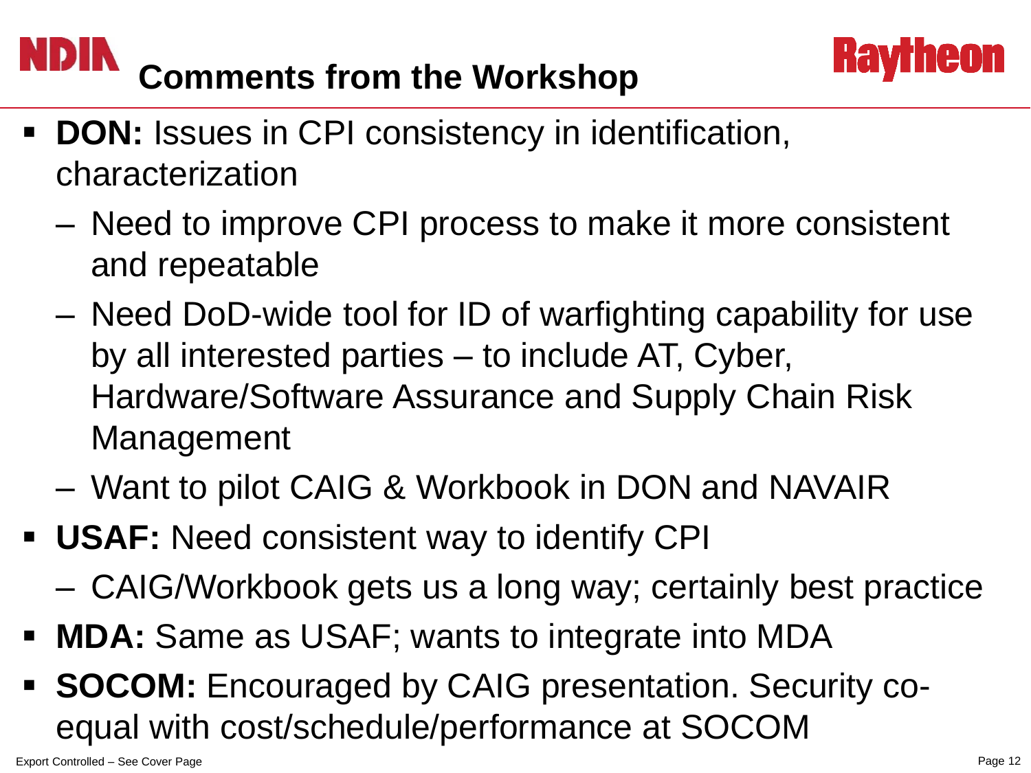# Comments from the Workshop

- **DON:** Issues in CPI consistency in identification, characterization
  - Need to improve CPI process to make it more consistent and repeatable
  - Need DoD-wide tool for ID of warfighting capability for use by all interested parties – to include AT, Cyber, Hardware/Software Assurance and Supply Chain Risk Management
  - Want to pilot CAIG & Workbook in DON and NAVAIR
- **USAF:** Need consistent way to identify CPI
  - CAIG/Workbook gets us a long way; certainly best practice
- **MDA:** Same as USAF; wants to integrate into MDA
- **SOCOM:** Encouraged by CAIG presentation. Security co-equal with cost/schedule/performance at SOCOM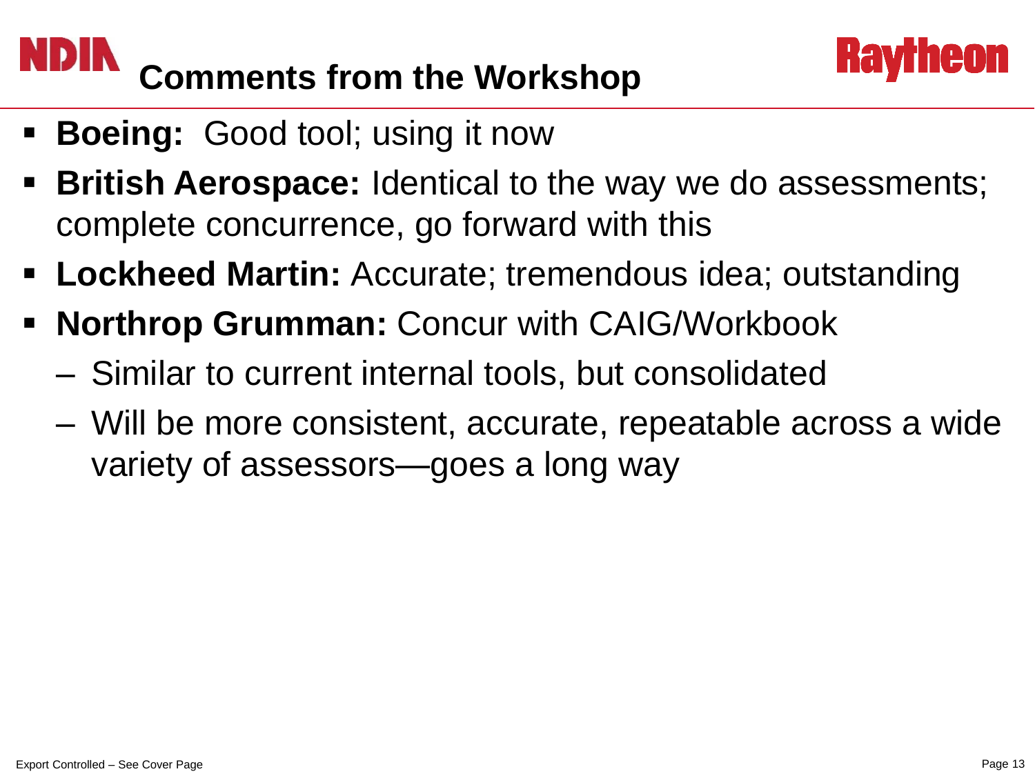# Comments from the Workshop

- **Boeing:** Good tool; using it now
- **British Aerospace:** Identical to the way we do assessments; complete concurrence, go forward with this
- **Lockheed Martin:** Accurate; tremendous idea; outstanding
- **Northrop Grumman:** Concur with CAIG/Workbook
  - Similar to current internal tools, but consolidated
  - Will be more consistent, accurate, repeatable across a wide variety of assessors—goes a long way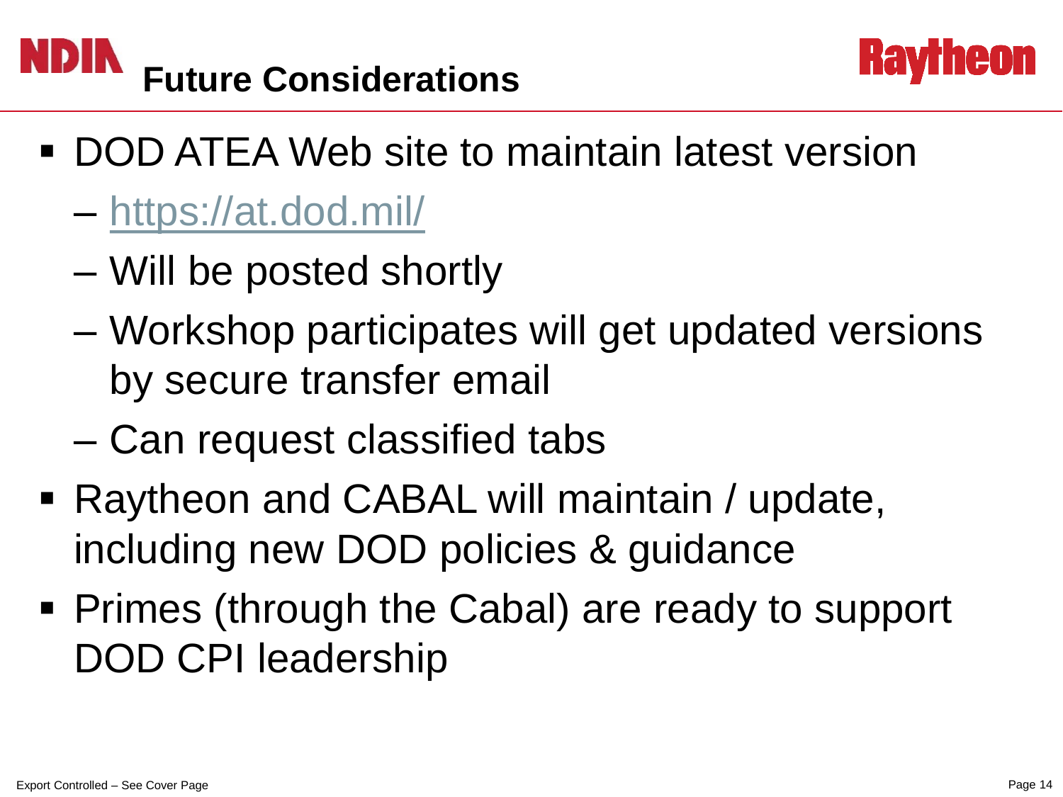# Future Considerations

- DOD ATEA Web site to maintain latest version
  - https://at.dod.mil/
  - Will be posted shortly
  - Workshop participates will get updated versions by secure transfer email
  - Can request classified tabs
- Raytheon and CABAL will maintain / update, including new DOD policies & guidance
- Primes (through the Cabal) are ready to support DOD CPI leadership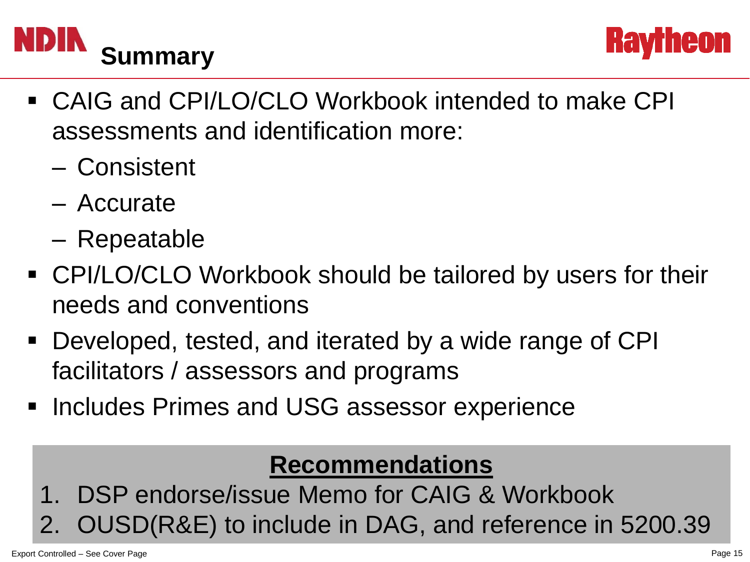# Summary

- CAIG and CPI/LO/CLO Workbook intended to make CPI assessments and identification more:
  - Consistent
  - Accurate
  - Repeatable
- CPI/LO/CLO Workbook should be tailored by users for their needs and conventions
- Developed, tested, and iterated by a wide range of CPI facilitators / assessors and programs
- Includes Primes and USG assessor experience

## Recommendations

1. DSP endorse/issue Memo for CAIG & Workbook
2. OUSD(R&E) to include in DAG, and reference in 5200.39

Export Controlled – See Cover Page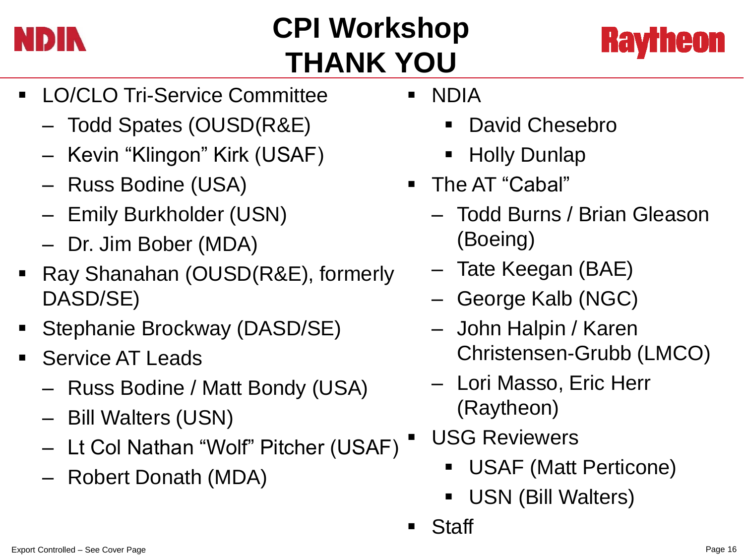# CPI Workshop THANK YOU

- LO/CLO Tri-Service Committee
  - Todd Spates (OUSD(R&E)
  - Kevin "Klingon" Kirk (USAF)
  - Russ Bodine (USA)
  - Emily Burkholder (USN)
  - Dr. Jim Bober (MDA)
- Ray Shanahan (OUSD(R&E), formerly DASD/SE)
- Stephanie Brockway (DASD/SE)
- Service AT Leads
  - Russ Bodine / Matt Bondy (USA)
  - Bill Walters (USN)
  - Lt Col Nathan "Wolf" Pitcher (USAF)
  - Robert Donath (MDA)
- NDIA
  - David Chesebro
  - Holly Dunlap
- The AT "Cabal"
  - Todd Burns / Brian Gleason (Boeing)
  - Tate Keegan (BAE)
  - George Kalb (NGC)
  - John Halpin / Karen Christensen-Grubb (LMCO)
  - Lori Masso, Eric Herr (Raytheon)
- USG Reviewers
  - USAF (Matt Perticone)
  - USN (Bill Walters)
- Staff

Export Controlled – See Cover Page